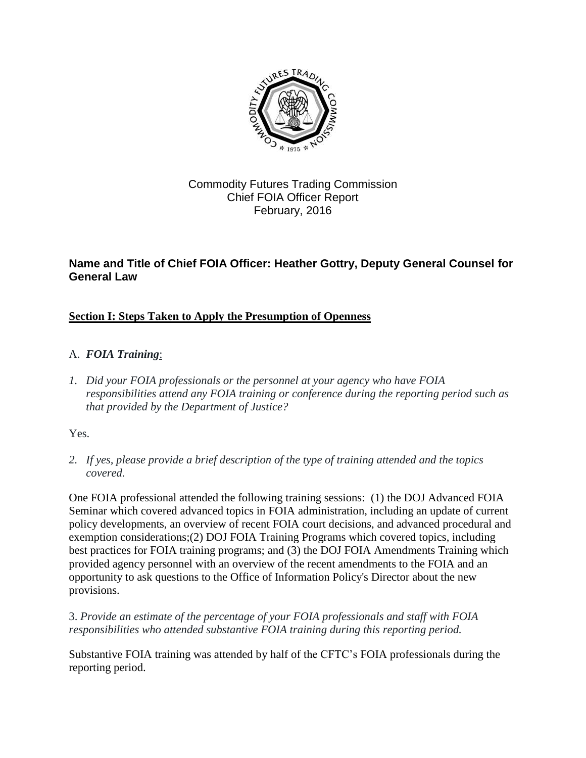Commodity Futures Trading Commission
Chief FOIA Officer Report
February, 2016

**Name and Title of Chief FOIA Officer: Heather Gottry, Deputy General Counsel for General Law**

## Section I: Steps Taken to Apply the Presumption of Openness

### A. *FOIA Training*:

1. *Did your FOIA professionals or the personnel at your agency who have FOIA responsibilities attend any FOIA training or conference during the reporting period such as that provided by the Department of Justice?*

Yes.

2. *If yes, please provide a brief description of the type of training attended and the topics covered.*

One FOIA professional attended the following training sessions: (1) the DOJ Advanced FOIA Seminar which covered advanced topics in FOIA administration, including an update of current policy developments, an overview of recent FOIA court decisions, and advanced procedural and exemption considerations;(2) DOJ FOIA Training Programs which covered topics, including best practices for FOIA training programs; and (3) the DOJ FOIA Amendments Training which provided agency personnel with an overview of the recent amendments to the FOIA and an opportunity to ask questions to the Office of Information Policy's Director about the new provisions.

3. *Provide an estimate of the percentage of your FOIA professionals and staff with FOIA responsibilities who attended substantive FOIA training during this reporting period.*

Substantive FOIA training was attended by half of the CFTC's FOIA professionals during the reporting period.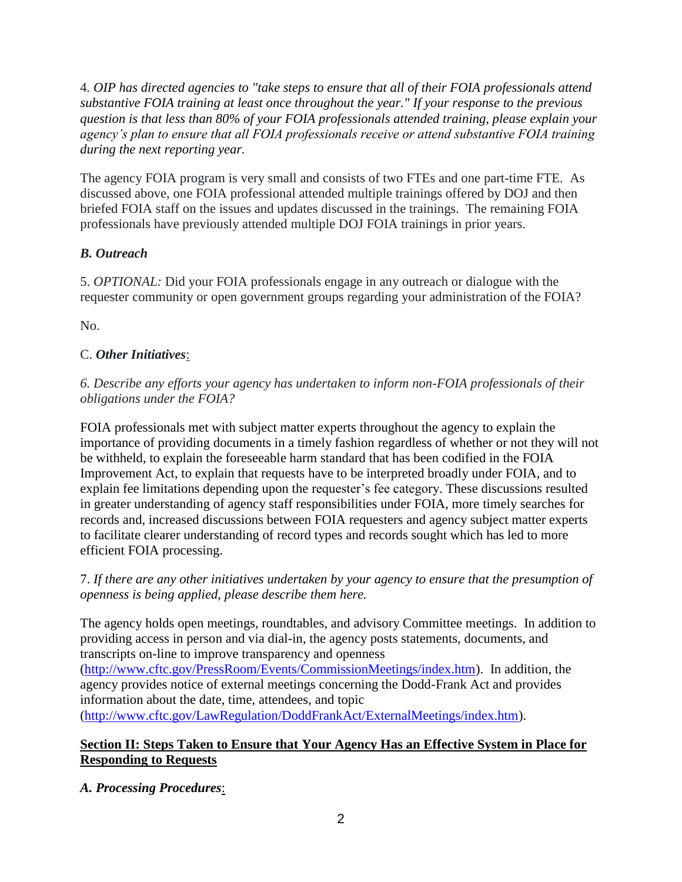4. *OIP has directed agencies to "take steps to ensure that all of their FOIA professionals attend substantive FOIA training at least once throughout the year." If your response to the previous question is that less than 80% of your FOIA professionals attended training, please explain your agency's plan to ensure that all FOIA professionals receive or attend substantive FOIA training during the next reporting year.*

The agency FOIA program is very small and consists of two FTEs and one part-time FTE. As discussed above, one FOIA professional attended multiple trainings offered by DOJ and then briefed FOIA staff on the issues and updates discussed in the trainings. The remaining FOIA professionals have previously attended multiple DOJ FOIA trainings in prior years.

### *B. Outreach*

5. *OPTIONAL:* Did your FOIA professionals engage in any outreach or dialogue with the requester community or open government groups regarding your administration of the FOIA?

No.

### C. *Other Initiatives*:

*6. Describe any efforts your agency has undertaken to inform non-FOIA professionals of their obligations under the FOIA?*

FOIA professionals met with subject matter experts throughout the agency to explain the importance of providing documents in a timely fashion regardless of whether or not they will not be withheld, to explain the foreseeable harm standard that has been codified in the FOIA Improvement Act, to explain that requests have to be interpreted broadly under FOIA, and to explain fee limitations depending upon the requester's fee category. These discussions resulted in greater understanding of agency staff responsibilities under FOIA, more timely searches for records and, increased discussions between FOIA requesters and agency subject matter experts to facilitate clearer understanding of record types and records sought which has led to more efficient FOIA processing.

7. *If there are any other initiatives undertaken by your agency to ensure that the presumption of openness is being applied, please describe them here.*

The agency holds open meetings, roundtables, and advisory Committee meetings. In addition to providing access in person and via dial-in, the agency posts statements, documents, and transcripts on-line to improve transparency and openness (http://www.cftc.gov/PressRoom/Events/CommissionMeetings/index.htm). In addition, the agency provides notice of external meetings concerning the Dodd-Frank Act and provides information about the date, time, attendees, and topic (http://www.cftc.gov/LawRegulation/DoddFrankAct/ExternalMeetings/index.htm).

## Section II: Steps Taken to Ensure that Your Agency Has an Effective System in Place for Responding to Requests

### *A. Processing Procedures*: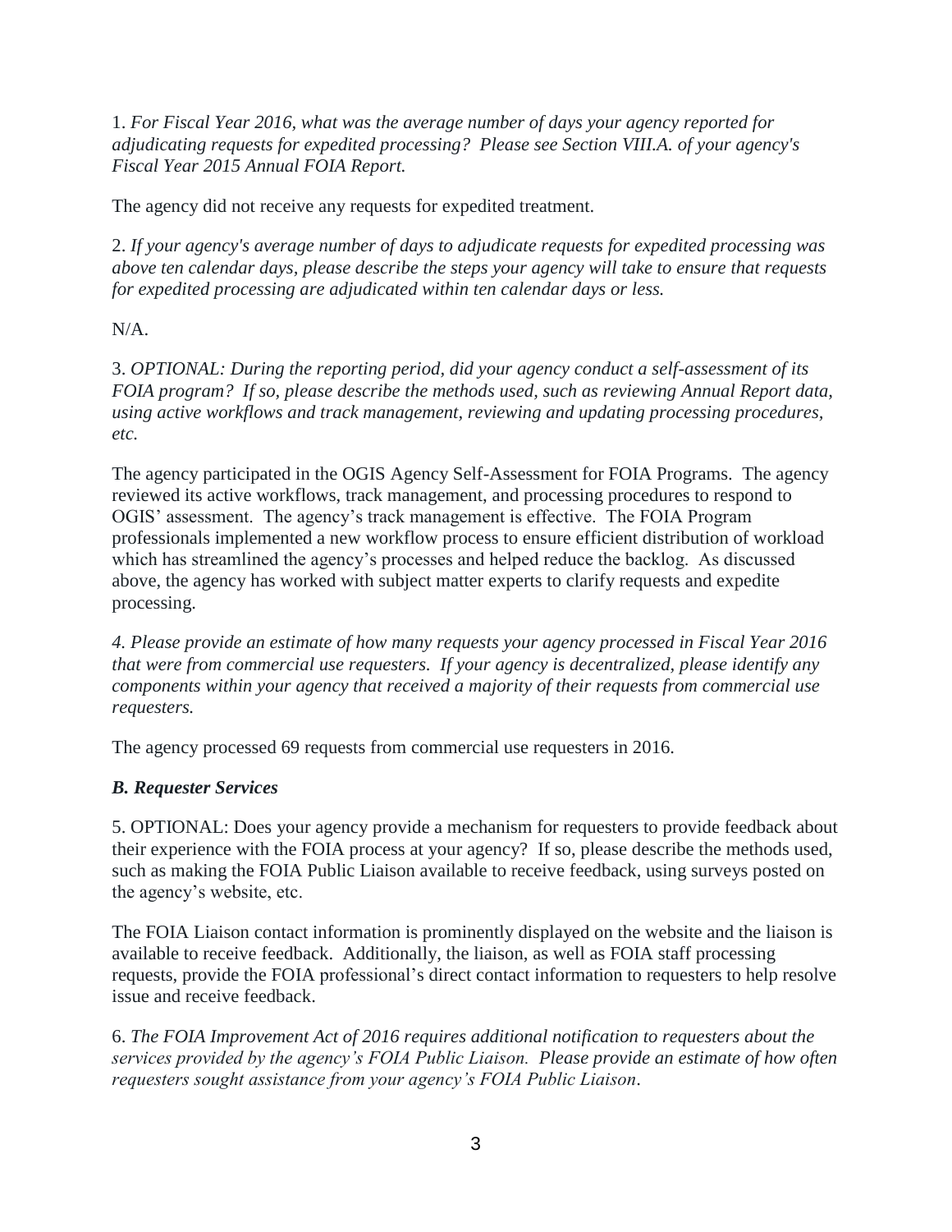1. *For Fiscal Year 2016, what was the average number of days your agency reported for adjudicating requests for expedited processing? Please see Section VIII.A. of your agency's Fiscal Year 2015 Annual FOIA Report.*

The agency did not receive any requests for expedited treatment.

2. *If your agency's average number of days to adjudicate requests for expedited processing was above ten calendar days, please describe the steps your agency will take to ensure that requests for expedited processing are adjudicated within ten calendar days or less.*

N/A.

3. *OPTIONAL: During the reporting period, did your agency conduct a self-assessment of its FOIA program? If so, please describe the methods used, such as reviewing Annual Report data, using active workflows and track management, reviewing and updating processing procedures, etc.*

The agency participated in the OGIS Agency Self-Assessment for FOIA Programs. The agency reviewed its active workflows, track management, and processing procedures to respond to OGIS' assessment. The agency's track management is effective. The FOIA Program professionals implemented a new workflow process to ensure efficient distribution of workload which has streamlined the agency's processes and helped reduce the backlog. As discussed above, the agency has worked with subject matter experts to clarify requests and expedite processing.

*4. Please provide an estimate of how many requests your agency processed in Fiscal Year 2016 that were from commercial use requesters. If your agency is decentralized, please identify any components within your agency that received a majority of their requests from commercial use requesters.*

The agency processed 69 requests from commercial use requesters in 2016.

### *B. Requester Services*

5. OPTIONAL: Does your agency provide a mechanism for requesters to provide feedback about their experience with the FOIA process at your agency? If so, please describe the methods used, such as making the FOIA Public Liaison available to receive feedback, using surveys posted on the agency's website, etc.

The FOIA Liaison contact information is prominently displayed on the website and the liaison is available to receive feedback. Additionally, the liaison, as well as FOIA staff processing requests, provide the FOIA professional's direct contact information to requesters to help resolve issue and receive feedback.

6. *The FOIA Improvement Act of 2016 requires additional notification to requesters about the services provided by the agency's FOIA Public Liaison. Please provide an estimate of how often requesters sought assistance from your agency's FOIA Public Liaison.*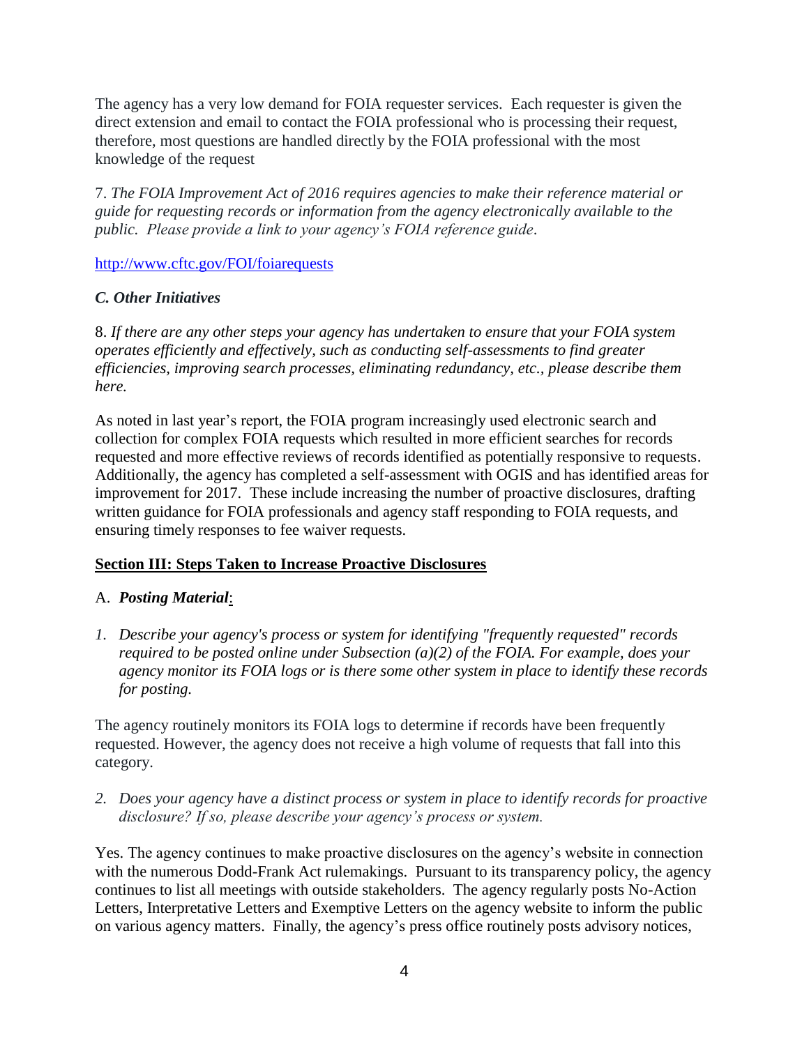The agency has a very low demand for FOIA requester services. Each requester is given the direct extension and email to contact the FOIA professional who is processing their request, therefore, most questions are handled directly by the FOIA professional with the most knowledge of the request

7. *The FOIA Improvement Act of 2016 requires agencies to make their reference material or guide for requesting records or information from the agency electronically available to the public. Please provide a link to your agency's FOIA reference guide.*

http://www.cftc.gov/FOI/foiarequests

### *C. Other Initiatives*

8. *If there are any other steps your agency has undertaken to ensure that your FOIA system operates efficiently and effectively, such as conducting self-assessments to find greater efficiencies, improving search processes, eliminating redundancy, etc., please describe them here.*

As noted in last year's report, the FOIA program increasingly used electronic search and collection for complex FOIA requests which resulted in more efficient searches for records requested and more effective reviews of records identified as potentially responsive to requests. Additionally, the agency has completed a self-assessment with OGIS and has identified areas for improvement for 2017. These include increasing the number of proactive disclosures, drafting written guidance for FOIA professionals and agency staff responding to FOIA requests, and ensuring timely responses to fee waiver requests.

## Section III: Steps Taken to Increase Proactive Disclosures

### A. *Posting Material*:

1. *Describe your agency's process or system for identifying "frequently requested" records required to be posted online under Subsection (a)(2) of the FOIA. For example, does your agency monitor its FOIA logs or is there some other system in place to identify these records for posting.*

The agency routinely monitors its FOIA logs to determine if records have been frequently requested. However, the agency does not receive a high volume of requests that fall into this category.

2. *Does your agency have a distinct process or system in place to identify records for proactive disclosure? If so, please describe your agency's process or system.*

Yes. The agency continues to make proactive disclosures on the agency's website in connection with the numerous Dodd-Frank Act rulemakings. Pursuant to its transparency policy, the agency continues to list all meetings with outside stakeholders. The agency regularly posts No-Action Letters, Interpretative Letters and Exemptive Letters on the agency website to inform the public on various agency matters. Finally, the agency's press office routinely posts advisory notices,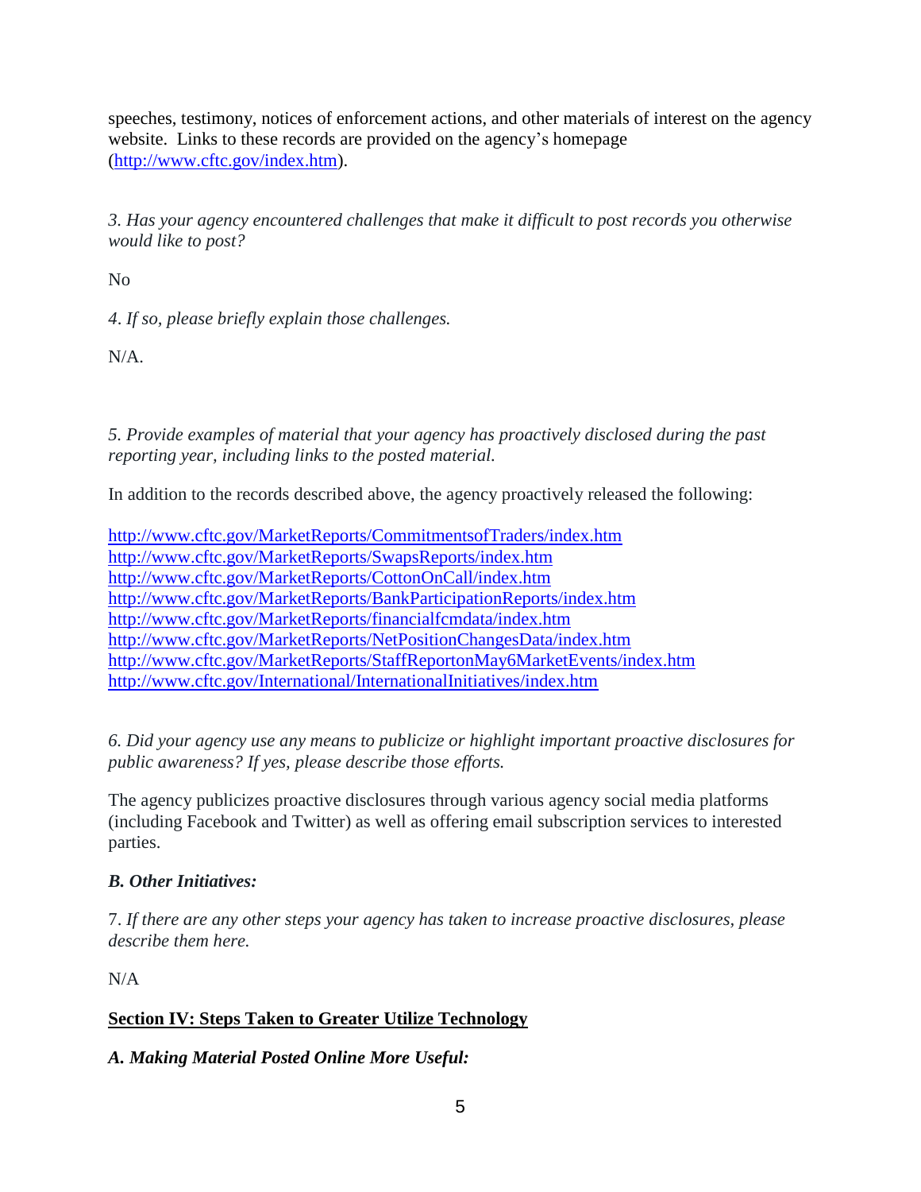speeches, testimony, notices of enforcement actions, and other materials of interest on the agency website. Links to these records are provided on the agency's homepage (http://www.cftc.gov/index.htm).

*3. Has your agency encountered challenges that make it difficult to post records you otherwise would like to post?*

No

*4. If so, please briefly explain those challenges.*

N/A.

*5. Provide examples of material that your agency has proactively disclosed during the past reporting year, including links to the posted material.*

In addition to the records described above, the agency proactively released the following:

http://www.cftc.gov/MarketReports/CommitmentsofTraders/index.htm
http://www.cftc.gov/MarketReports/SwapsReports/index.htm
http://www.cftc.gov/MarketReports/CottonOnCall/index.htm
http://www.cftc.gov/MarketReports/BankParticipationReports/index.htm
http://www.cftc.gov/MarketReports/financialfcmdata/index.htm
http://www.cftc.gov/MarketReports/NetPositionChangesData/index.htm
http://www.cftc.gov/MarketReports/StaffReportonMay6MarketEvents/index.htm
http://www.cftc.gov/International/InternationalInitiatives/index.htm

*6. Did your agency use any means to publicize or highlight important proactive disclosures for public awareness? If yes, please describe those efforts.*

The agency publicizes proactive disclosures through various agency social media platforms (including Facebook and Twitter) as well as offering email subscription services to interested parties.

***B. Other Initiatives:***

7. *If there are any other steps your agency has taken to increase proactive disclosures, please describe them here.*

N/A

## **Section IV: Steps Taken to Greater Utilize Technology**

***A. Making Material Posted Online More Useful:***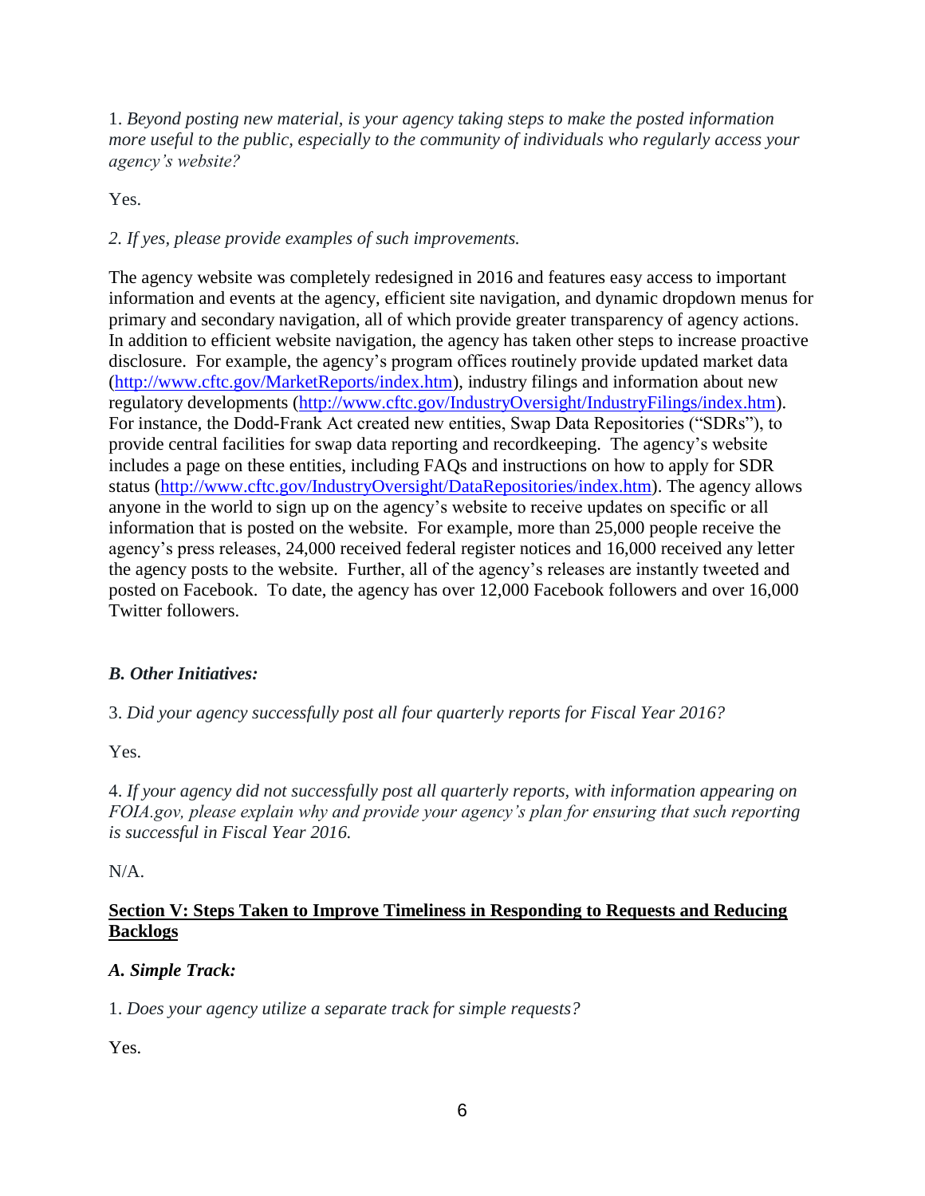1. *Beyond posting new material, is your agency taking steps to make the posted information more useful to the public, especially to the community of individuals who regularly access your agency's website?*

Yes.

*2. If yes, please provide examples of such improvements.*

The agency website was completely redesigned in 2016 and features easy access to important information and events at the agency, efficient site navigation, and dynamic dropdown menus for primary and secondary navigation, all of which provide greater transparency of agency actions. In addition to efficient website navigation, the agency has taken other steps to increase proactive disclosure. For example, the agency's program offices routinely provide updated market data (http://www.cftc.gov/MarketReports/index.htm), industry filings and information about new regulatory developments (http://www.cftc.gov/IndustryOversight/IndustryFilings/index.htm). For instance, the Dodd-Frank Act created new entities, Swap Data Repositories ("SDRs"), to provide central facilities for swap data reporting and recordkeeping. The agency's website includes a page on these entities, including FAQs and instructions on how to apply for SDR status (http://www.cftc.gov/IndustryOversight/DataRepositories/index.htm). The agency allows anyone in the world to sign up on the agency's website to receive updates on specific or all information that is posted on the website. For example, more than 25,000 people receive the agency's press releases, 24,000 received federal register notices and 16,000 received any letter the agency posts to the website. Further, all of the agency's releases are instantly tweeted and posted on Facebook. To date, the agency has over 12,000 Facebook followers and over 16,000 Twitter followers.

### *B. Other Initiatives:*

3. *Did your agency successfully post all four quarterly reports for Fiscal Year 2016?*

Yes.

4. *If your agency did not successfully post all quarterly reports, with information appearing on FOIA.gov, please explain why and provide your agency's plan for ensuring that such reporting is successful in Fiscal Year 2016.*

N/A.

## **Section V: Steps Taken to Improve Timeliness in Responding to Requests and Reducing Backlogs**

### *A. Simple Track:*

1. *Does your agency utilize a separate track for simple requests?*

Yes.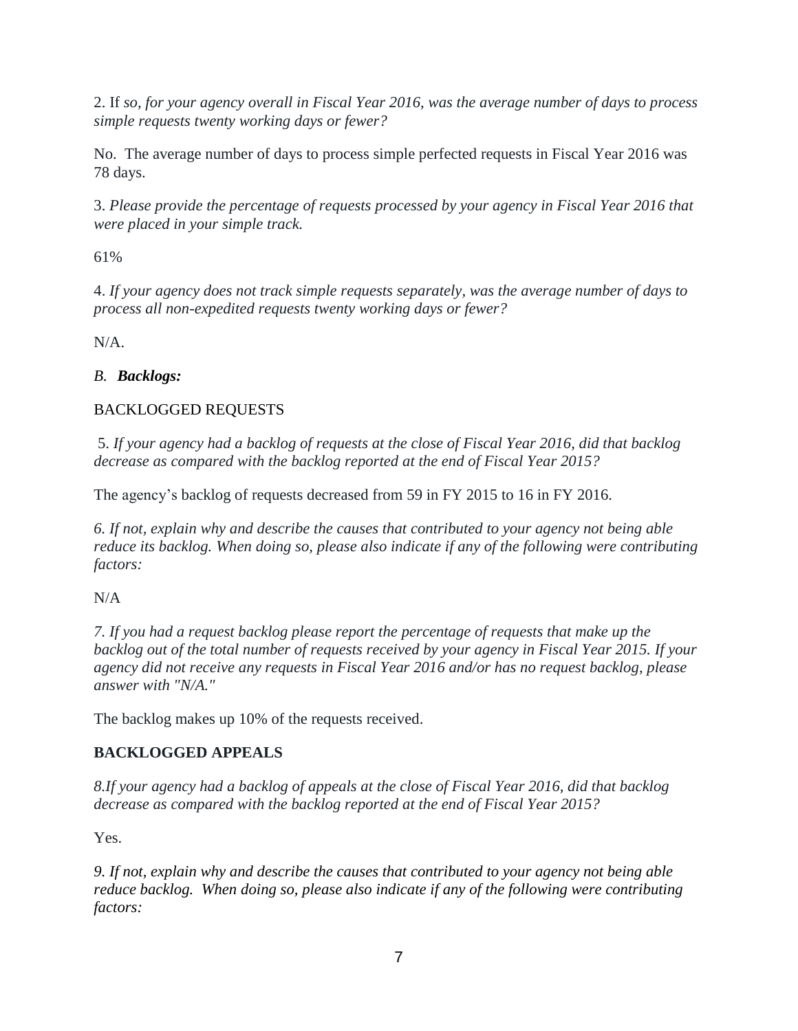2. If *so, for your agency overall in Fiscal Year 2016, was the average number of days to process simple requests twenty working days or fewer?*

No. The average number of days to process simple perfected requests in Fiscal Year 2016 was 78 days.

3. *Please provide the percentage of requests processed by your agency in Fiscal Year 2016 that were placed in your simple track.*

61%

4. *If your agency does not track simple requests separately, was the average number of days to process all non-expedited requests twenty working days or fewer?*

N/A.

*B.* ***Backlogs:***

BACKLOGGED REQUESTS

5. *If your agency had a backlog of requests at the close of Fiscal Year 2016, did that backlog decrease as compared with the backlog reported at the end of Fiscal Year 2015?*

The agency's backlog of requests decreased from 59 in FY 2015 to 16 in FY 2016.

*6. If not, explain why and describe the causes that contributed to your agency not being able reduce its backlog. When doing so, please also indicate if any of the following were contributing factors:*

N/A

*7. If you had a request backlog please report the percentage of requests that make up the backlog out of the total number of requests received by your agency in Fiscal Year 2015. If your agency did not receive any requests in Fiscal Year 2016 and/or has no request backlog, please answer with "N/A."*

The backlog makes up 10% of the requests received.

**BACKLOGGED APPEALS**

*8.If your agency had a backlog of appeals at the close of Fiscal Year 2016, did that backlog decrease as compared with the backlog reported at the end of Fiscal Year 2015?*

Yes.

*9. If not, explain why and describe the causes that contributed to your agency not being able reduce backlog. When doing so, please also indicate if any of the following were contributing factors:*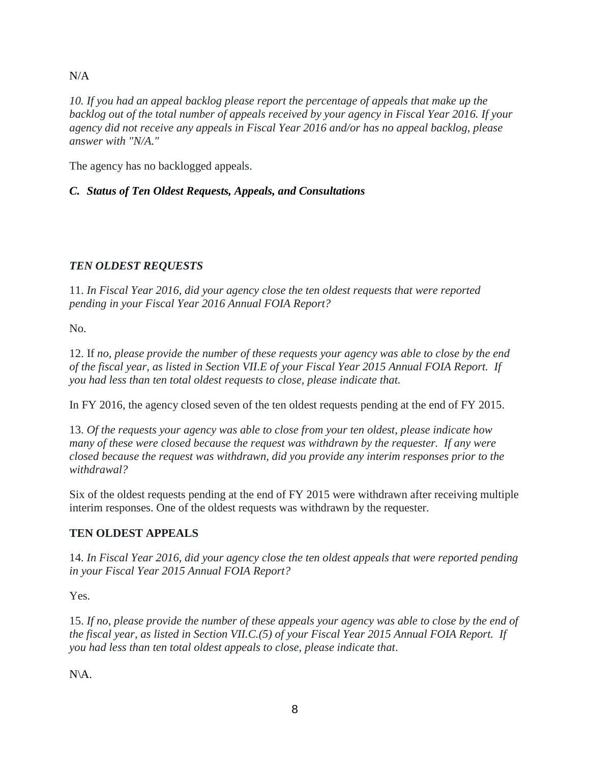N/A

*10. If you had an appeal backlog please report the percentage of appeals that make up the backlog out of the total number of appeals received by your agency in Fiscal Year 2016. If your agency did not receive any appeals in Fiscal Year 2016 and/or has no appeal backlog, please answer with "N/A."*

The agency has no backlogged appeals.

### *C. Status of Ten Oldest Requests, Appeals, and Consultations*

#### *TEN OLDEST REQUESTS*

11. *In Fiscal Year 2016, did your agency close the ten oldest requests that were reported pending in your Fiscal Year 2016 Annual FOIA Report?*

No.

12. If *no, please provide the number of these requests your agency was able to close by the end of the fiscal year, as listed in Section VII.E of your Fiscal Year 2015 Annual FOIA Report. If you had less than ten total oldest requests to close, please indicate that.*

In FY 2016, the agency closed seven of the ten oldest requests pending at the end of FY 2015.

13. *Of the requests your agency was able to close from your ten oldest, please indicate how many of these were closed because the request was withdrawn by the requester. If any were closed because the request was withdrawn, did you provide any interim responses prior to the withdrawal?*

Six of the oldest requests pending at the end of FY 2015 were withdrawn after receiving multiple interim responses. One of the oldest requests was withdrawn by the requester.

#### **TEN OLDEST APPEALS**

14. *In Fiscal Year 2016, did your agency close the ten oldest appeals that were reported pending in your Fiscal Year 2015 Annual FOIA Report?*

Yes.

15. *If no, please provide the number of these appeals your agency was able to close by the end of the fiscal year, as listed in Section VII.C.(5) of your Fiscal Year 2015 Annual FOIA Report. If you had less than ten total oldest appeals to close, please indicate that*.

N\A.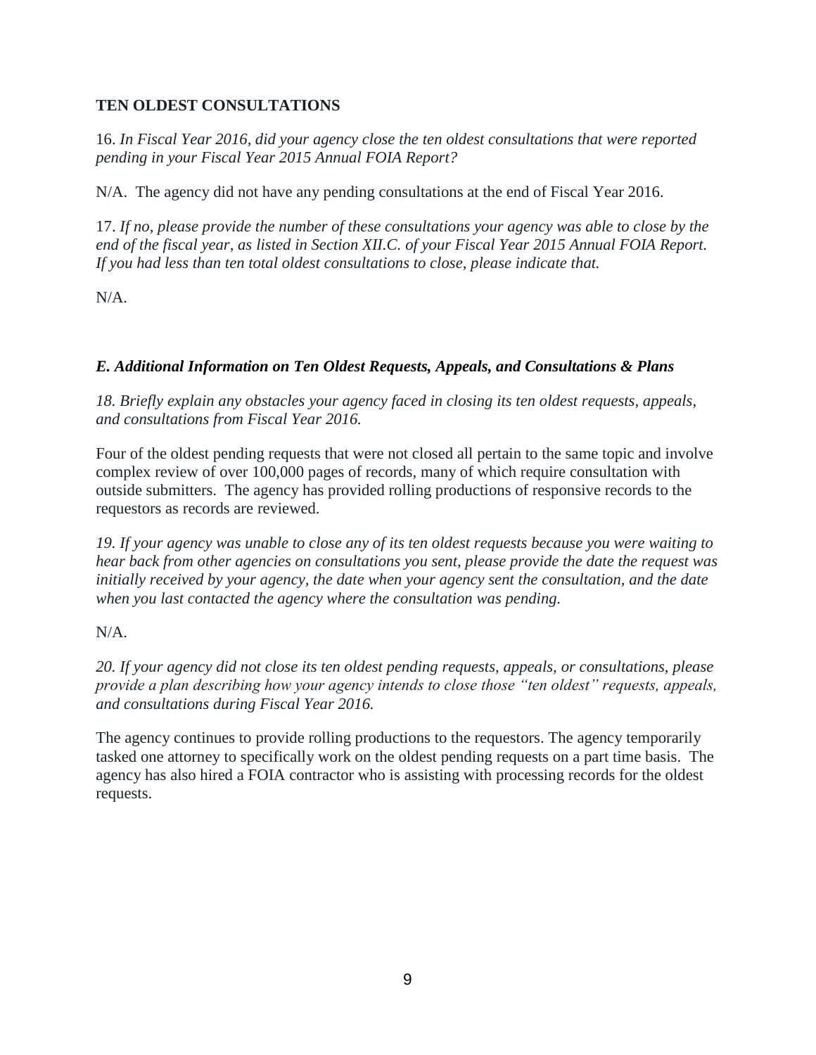**TEN OLDEST CONSULTATIONS**

16. *In Fiscal Year 2016, did your agency close the ten oldest consultations that were reported pending in your Fiscal Year 2015 Annual FOIA Report?*

N/A. The agency did not have any pending consultations at the end of Fiscal Year 2016.

17. *If no, please provide the number of these consultations your agency was able to close by the end of the fiscal year, as listed in Section XII.C. of your Fiscal Year 2015 Annual FOIA Report. If you had less than ten total oldest consultations to close, please indicate that.*

N/A.

### *E. Additional Information on Ten Oldest Requests, Appeals, and Consultations & Plans*

*18. Briefly explain any obstacles your agency faced in closing its ten oldest requests, appeals, and consultations from Fiscal Year 2016.*

Four of the oldest pending requests that were not closed all pertain to the same topic and involve complex review of over 100,000 pages of records, many of which require consultation with outside submitters. The agency has provided rolling productions of responsive records to the requestors as records are reviewed.

*19. If your agency was unable to close any of its ten oldest requests because you were waiting to hear back from other agencies on consultations you sent, please provide the date the request was initially received by your agency, the date when your agency sent the consultation, and the date when you last contacted the agency where the consultation was pending.*

N/A.

*20. If your agency did not close its ten oldest pending requests, appeals, or consultations, please provide a plan describing how your agency intends to close those "ten oldest" requests, appeals, and consultations during Fiscal Year 2016.*

The agency continues to provide rolling productions to the requestors. The agency temporarily tasked one attorney to specifically work on the oldest pending requests on a part time basis. The agency has also hired a FOIA contractor who is assisting with processing records for the oldest requests.